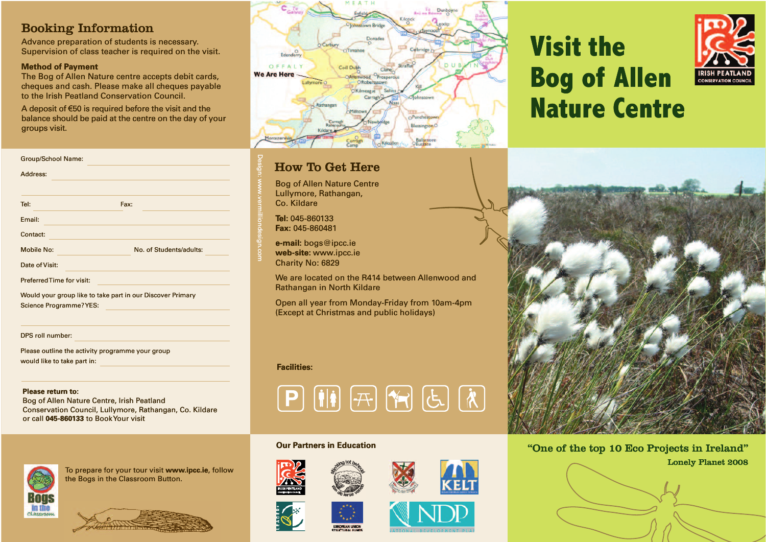# Visit the Bog of Allen Nature Centre

IRISH PEATLAND CONSERVATION COUNCIL

“One of the top 10 Eco Projects in Ireland”
Lonely Planet 2008

## Booking Information

Advance preparation of students is necessary.
Supervision of class teacher is required on the visit.

**Method of Payment**
The Bog of Allen Nature centre accepts debit cards, cheques and cash. Please make all cheques payable to the Irish Peatland Conservation Council.

A deposit of €50 is required before the visit and the balance should be paid at the centre on the day of your groups visit.

Group/School Name: ______________________

Address: ______________________

______________________

Tel: ____________ Fax: ____________

Email: ______________________

Contact: ______________________

Mobile No: ____________ No. of Students/adults: ______

Date of Visit: ______________________

Preferred Time for visit: ______________________

Would your group like to take part in our Discover Primary Science Programme? YES: ______________

______________________

DPS roll number: ______________________

Please outline the activity programme your group would like to take part in: ______________

______________________

**Please return to:**
Bog of Allen Nature Centre, Irish Peatland Conservation Council, Lullymore, Rathangan, Co. Kildare
or call **045-860133** to Book Your visit

To prepare for your tour visit **www.ipcc.ie**, follow the Bogs in the Classroom Button.

We Are Here

## How To Get Here

Bog of Allen Nature Centre
Lullymore, Rathangan,
Co. Kildare

**Tel:** 045-860133
**Fax:** 045-860481

**e-mail:** bogs@ipcc.ie
**web-site:** www.ipcc.ie
Charity No: 6829

We are located on the R414 between Allenwood and Rathangan in North Kildare

Open all year from Monday-Friday from 10am-4pm
(Except at Christmas and public holidays)

**Facilities:**

**Our Partners in Education**

Design: www.vermilliondesign.com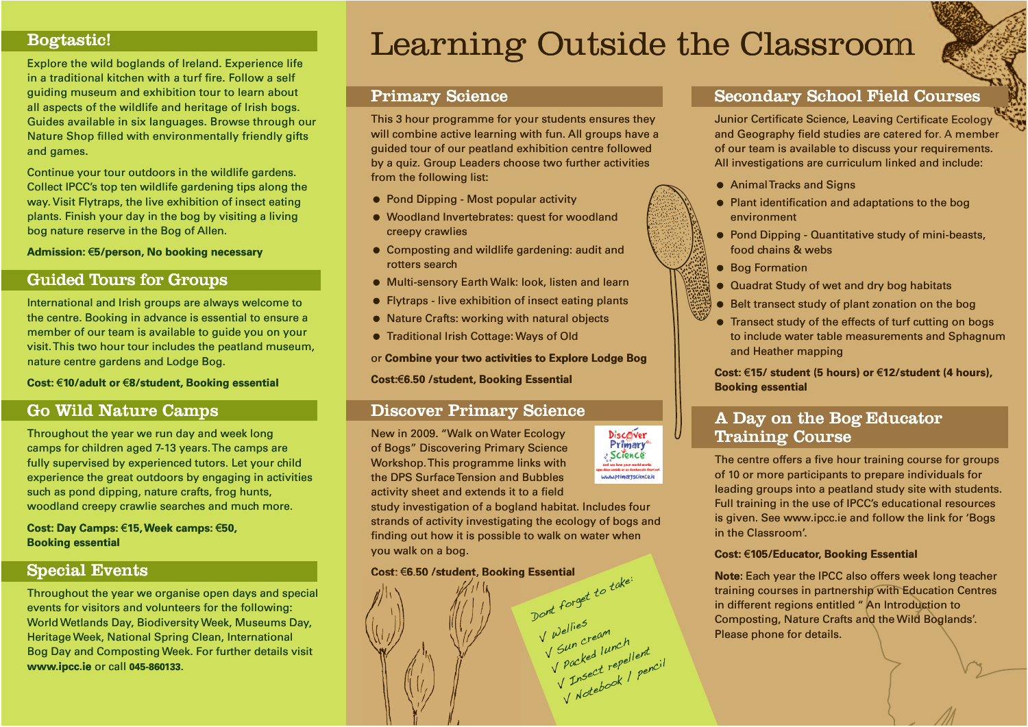## Bogtastic!

Explore the wild boglands of Ireland. Experience life in a traditional kitchen with a turf fire. Follow a self guiding museum and exhibition tour to learn about all aspects of the wildlife and heritage of Irish bogs. Guides available in six languages. Browse through our Nature Shop filled with environmentally friendly gifts and games.

Continue your tour outdoors in the wildlife gardens. Collect IPCC's top ten wildlife gardening tips along the way. Visit Flytraps, the live exhibition of insect eating plants. Finish your day in the bog by visiting a living bog nature reserve in the Bog of Allen.

**Admission: €5/person, No booking necessary**

## Guided Tours for Groups

International and Irish groups are always welcome to the centre. Booking in advance is essential to ensure a member of our team is available to guide you on your visit. This two hour tour includes the peatland museum, nature centre gardens and Lodge Bog.

**Cost: €10/adult or €8/student, Booking essential**

## Go Wild Nature Camps

Throughout the year we run day and week long camps for children aged 7-13 years. The camps are fully supervised by experienced tutors. Let your child experience the great outdoors by engaging in activities such as pond dipping, nature crafts, frog hunts, woodland creepy crawlie searches and much more.

**Cost: Day Camps: €15, Week camps: €50, Booking essential**

## Special Events

Throughout the year we organise open days and special events for visitors and volunteers for the following: World Wetlands Day, Biodiversity Week, Museums Day, Heritage Week, National Spring Clean, International Bog Day and Composting Week. For further details visit **www.ipcc.ie** or call **045-860133**.

# Learning Outside the Classroom

## Primary Science

This 3 hour programme for your students ensures they will combine active learning with fun. All groups have a guided tour of our peatland exhibition centre followed by a quiz. Group Leaders choose two further activities from the following list:

- Pond Dipping - Most popular activity
- Woodland Invertebrates: quest for woodland creepy crawlies
- Composting and wildlife gardening: audit and rotters search
- Multi-sensory Earth Walk: look, listen and learn
- Flytraps - live exhibition of insect eating plants
- Nature Crafts: working with natural objects
- Traditional Irish Cottage: Ways of Old

or **Combine your two activities to Explore Lodge Bog**

**Cost:€6.50 /student, Booking Essential**

## Discover Primary Science

New in 2009. "Walk on Water Ecology of Bogs" Discovering Primary Science Workshop. This programme links with the DPS Surface Tension and Bubbles activity sheet and extends it to a field study investigation of a bogland habitat. Includes four strands of activity investigating the ecology of bogs and finding out how it is possible to walk on water when you walk on a bog.

**Cost: €6.50 /student, Booking Essential**

Dont forget to take:
√ Wellies
√ Sun cream
√ Packed lunch
√ Insect repellent
√ Notebook / pencil

## Secondary School Field Courses

Junior Certificate Science, Leaving Certificate Ecology and Geography field studies are catered for. A member of our team is available to discuss your requirements. All investigations are curriculum linked and include:

- Animal Tracks and Signs
- Plant identification and adaptations to the bog environment
- Pond Dipping - Quantitative study of mini-beasts, food chains & webs
- Bog Formation
- Quadrat Study of wet and dry bog habitats
- Belt transect study of plant zonation on the bog
- Transect study of the effects of turf cutting on bogs to include water table measurements and Sphagnum and Heather mapping

**Cost: €15/ student (5 hours) or €12/student (4 hours), Booking essential**

## A Day on the Bog Educator Training Course

The centre offers a five hour training course for groups of 10 or more participants to prepare individuals for leading groups into a peatland study site with students. Full training in the use of IPCC's educational resources is given. See www.ipcc.ie and follow the link for 'Bogs in the Classroom'.

**Cost: €105/Educator, Booking Essential**

**Note**: Each year the IPCC also offers week long teacher training courses in partnership with Education Centres in different regions entitled " An Introduction to Composting, Nature Crafts and the Wild Boglands'. Please phone for details.